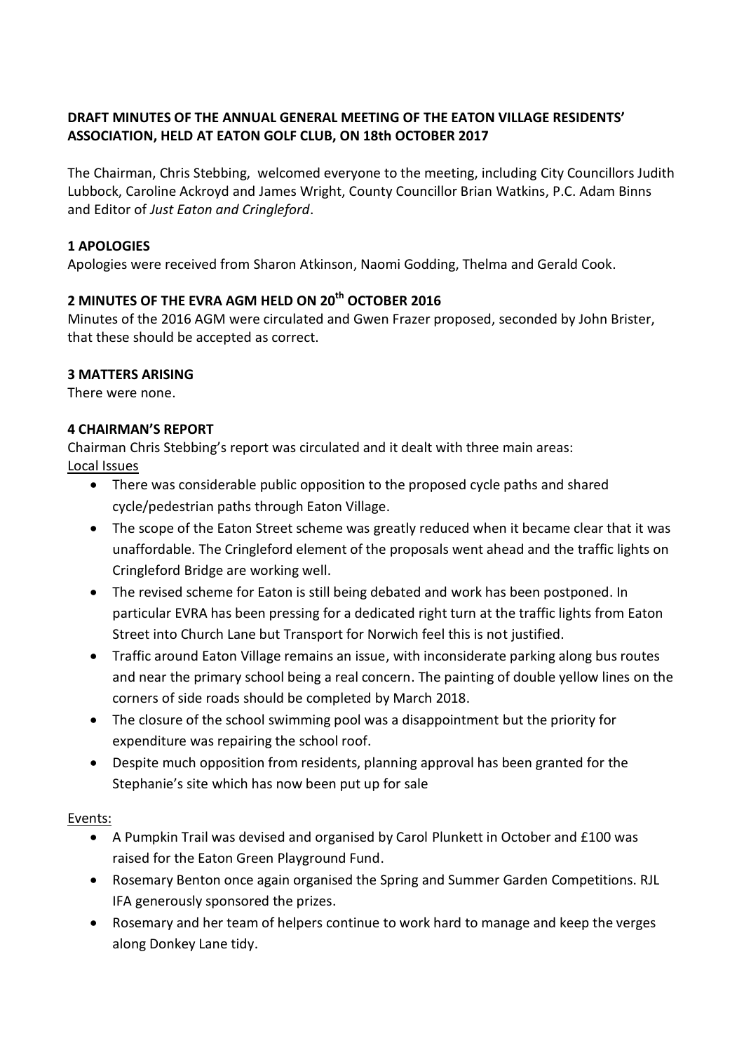**DRAFT MINUTES OF THE ANNUAL GENERAL MEETING OF THE EATON VILLAGE RESIDENTS' ASSOCIATION, HELD AT EATON GOLF CLUB, ON 18th OCTOBER 2017**

The Chairman, Chris Stebbing, welcomed everyone to the meeting, including City Councillors Judith Lubbock, Caroline Ackroyd and James Wright, County Councillor Brian Watkins, P.C. Adam Binns and Editor of *Just Eaton and Cringleford*.

### 1 APOLOGIES

Apologies were received from Sharon Atkinson, Naomi Godding, Thelma and Gerald Cook.

### 2 MINUTES OF THE EVRA AGM HELD ON 20th OCTOBER 2016

Minutes of the 2016 AGM were circulated and Gwen Frazer proposed, seconded by John Brister, that these should be accepted as correct.

### 3 MATTERS ARISING

There were none.

### 4 CHAIRMAN'S REPORT

Chairman Chris Stebbing's report was circulated and it dealt with three main areas:

Local Issues

- There was considerable public opposition to the proposed cycle paths and shared cycle/pedestrian paths through Eaton Village.
- The scope of the Eaton Street scheme was greatly reduced when it became clear that it was unaffordable. The Cringleford element of the proposals went ahead and the traffic lights on Cringleford Bridge are working well.
- The revised scheme for Eaton is still being debated and work has been postponed. In particular EVRA has been pressing for a dedicated right turn at the traffic lights from Eaton Street into Church Lane but Transport for Norwich feel this is not justified.
- Traffic around Eaton Village remains an issue, with inconsiderate parking along bus routes and near the primary school being a real concern. The painting of double yellow lines on the corners of side roads should be completed by March 2018.
- The closure of the school swimming pool was a disappointment but the priority for expenditure was repairing the school roof.
- Despite much opposition from residents, planning approval has been granted for the Stephanie's site which has now been put up for sale

Events:

- A Pumpkin Trail was devised and organised by Carol Plunkett in October and £100 was raised for the Eaton Green Playground Fund.
- Rosemary Benton once again organised the Spring and Summer Garden Competitions. RJL IFA generously sponsored the prizes.
- Rosemary and her team of helpers continue to work hard to manage and keep the verges along Donkey Lane tidy.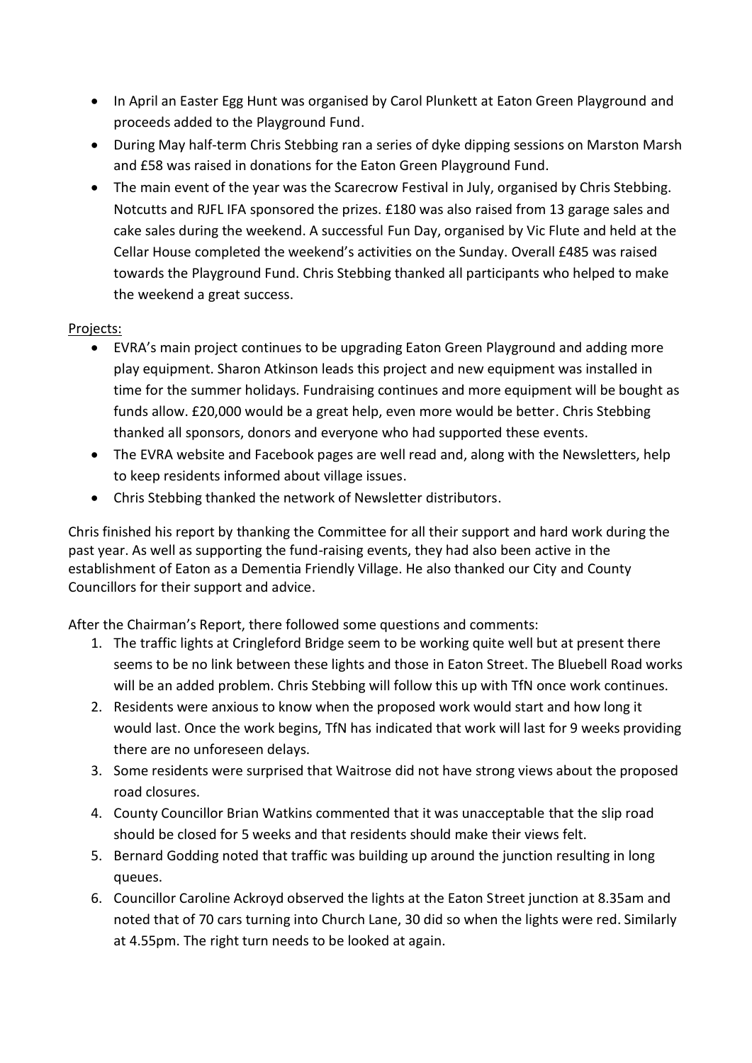- In April an Easter Egg Hunt was organised by Carol Plunkett at Eaton Green Playground and proceeds added to the Playground Fund.
- During May half-term Chris Stebbing ran a series of dyke dipping sessions on Marston Marsh and £58 was raised in donations for the Eaton Green Playground Fund.
- The main event of the year was the Scarecrow Festival in July, organised by Chris Stebbing. Notcutts and RJFL IFA sponsored the prizes. £180 was also raised from 13 garage sales and cake sales during the weekend. A successful Fun Day, organised by Vic Flute and held at the Cellar House completed the weekend's activities on the Sunday. Overall £485 was raised towards the Playground Fund. Chris Stebbing thanked all participants who helped to make the weekend a great success.

Projects:

- EVRA's main project continues to be upgrading Eaton Green Playground and adding more play equipment. Sharon Atkinson leads this project and new equipment was installed in time for the summer holidays. Fundraising continues and more equipment will be bought as funds allow. £20,000 would be a great help, even more would be better. Chris Stebbing thanked all sponsors, donors and everyone who had supported these events.
- The EVRA website and Facebook pages are well read and, along with the Newsletters, help to keep residents informed about village issues.
- Chris Stebbing thanked the network of Newsletter distributors.

Chris finished his report by thanking the Committee for all their support and hard work during the past year. As well as supporting the fund-raising events, they had also been active in the establishment of Eaton as a Dementia Friendly Village. He also thanked our City and County Councillors for their support and advice.

After the Chairman's Report, there followed some questions and comments:

1. The traffic lights at Cringleford Bridge seem to be working quite well but at present there seems to be no link between these lights and those in Eaton Street. The Bluebell Road works will be an added problem. Chris Stebbing will follow this up with TfN once work continues.
2. Residents were anxious to know when the proposed work would start and how long it would last. Once the work begins, TfN has indicated that work will last for 9 weeks providing there are no unforeseen delays.
3. Some residents were surprised that Waitrose did not have strong views about the proposed road closures.
4. County Councillor Brian Watkins commented that it was unacceptable that the slip road should be closed for 5 weeks and that residents should make their views felt.
5. Bernard Godding noted that traffic was building up around the junction resulting in long queues.
6. Councillor Caroline Ackroyd observed the lights at the Eaton Street junction at 8.35am and noted that of 70 cars turning into Church Lane, 30 did so when the lights were red. Similarly at 4.55pm. The right turn needs to be looked at again.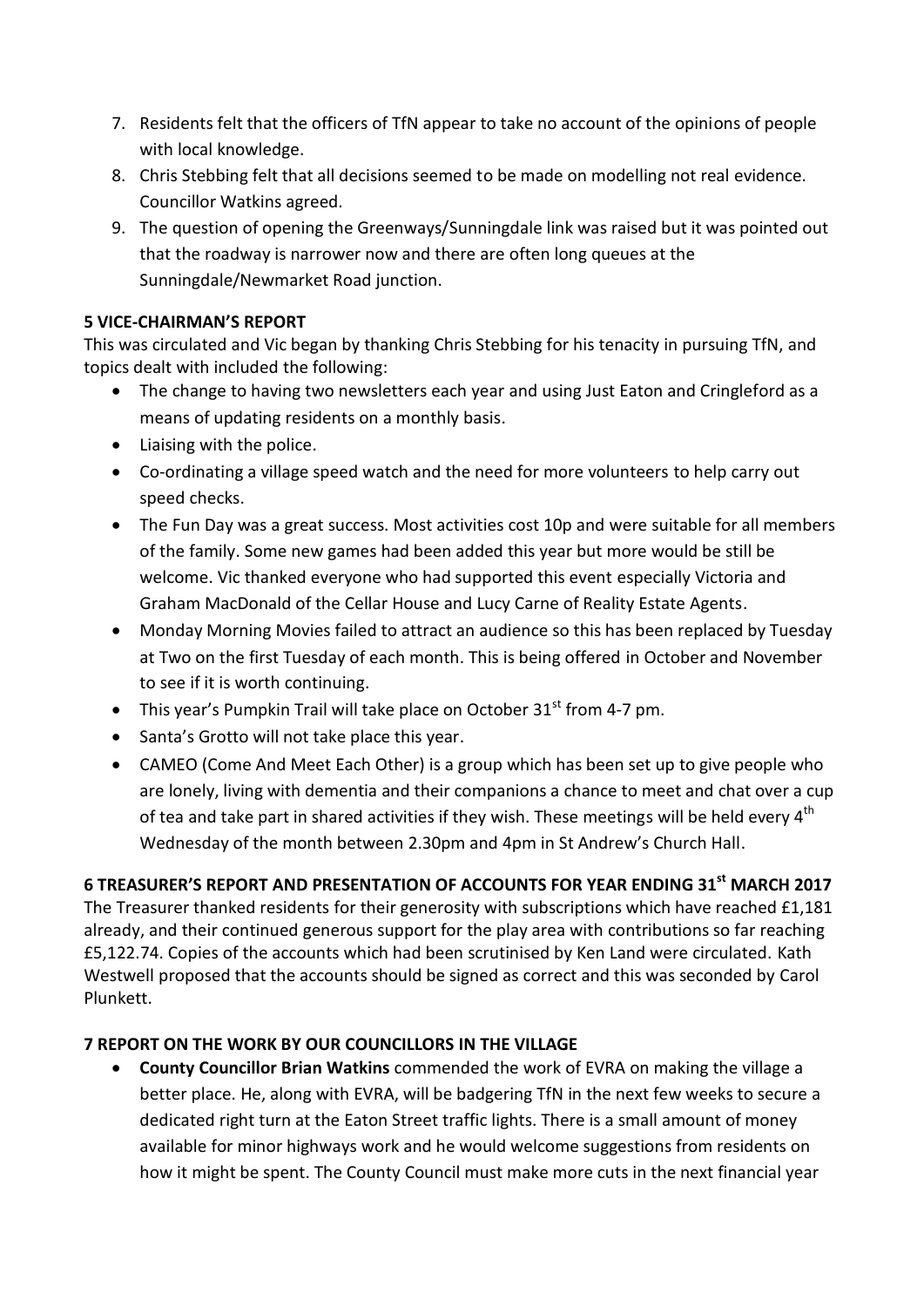7. Residents felt that the officers of TfN appear to take no account of the opinions of people with local knowledge.
8. Chris Stebbing felt that all decisions seemed to be made on modelling not real evidence. Councillor Watkins agreed.
9. The question of opening the Greenways/Sunningdale link was raised but it was pointed out that the roadway is narrower now and there are often long queues at the Sunningdale/Newmarket Road junction.

**5 VICE-CHAIRMAN'S REPORT**

This was circulated and Vic began by thanking Chris Stebbing for his tenacity in pursuing TfN, and topics dealt with included the following:

- The change to having two newsletters each year and using Just Eaton and Cringleford as a means of updating residents on a monthly basis.
- Liaising with the police.
- Co-ordinating a village speed watch and the need for more volunteers to help carry out speed checks.
- The Fun Day was a great success. Most activities cost 10p and were suitable for all members of the family. Some new games had been added this year but more would be still be welcome. Vic thanked everyone who had supported this event especially Victoria and Graham MacDonald of the Cellar House and Lucy Carne of Reality Estate Agents.
- Monday Morning Movies failed to attract an audience so this has been replaced by Tuesday at Two on the first Tuesday of each month. This is being offered in October and November to see if it is worth continuing.
- This year's Pumpkin Trail will take place on October 31st from 4-7 pm.
- Santa's Grotto will not take place this year.
- CAMEO (Come And Meet Each Other) is a group which has been set up to give people who are lonely, living with dementia and their companions a chance to meet and chat over a cup of tea and take part in shared activities if they wish. These meetings will be held every 4th Wednesday of the month between 2.30pm and 4pm in St Andrew's Church Hall.

**6 TREASURER'S REPORT AND PRESENTATION OF ACCOUNTS FOR YEAR ENDING 31st MARCH 2017**

The Treasurer thanked residents for their generosity with subscriptions which have reached £1,181 already, and their continued generous support for the play area with contributions so far reaching £5,122.74. Copies of the accounts which had been scrutinised by Ken Land were circulated. Kath Westwell proposed that the accounts should be signed as correct and this was seconded by Carol Plunkett.

**7 REPORT ON THE WORK BY OUR COUNCILLORS IN THE VILLAGE**

- **County Councillor Brian Watkins** commended the work of EVRA on making the village a better place. He, along with EVRA, will be badgering TfN in the next few weeks to secure a dedicated right turn at the Eaton Street traffic lights. There is a small amount of money available for minor highways work and he would welcome suggestions from residents on how it might be spent. The County Council must make more cuts in the next financial year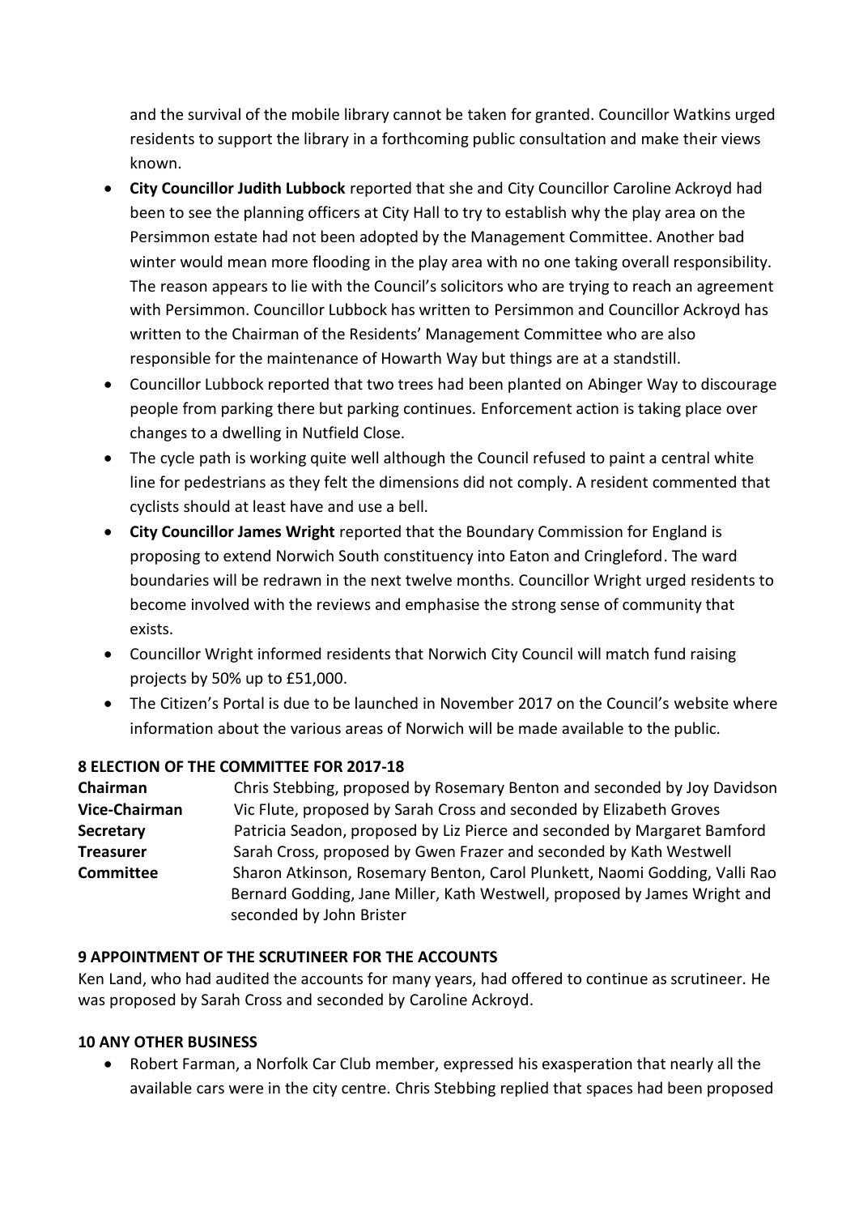and the survival of the mobile library cannot be taken for granted. Councillor Watkins urged residents to support the library in a forthcoming public consultation and make their views known.

- **City Councillor Judith Lubbock** reported that she and City Councillor Caroline Ackroyd had been to see the planning officers at City Hall to try to establish why the play area on the Persimmon estate had not been adopted by the Management Committee. Another bad winter would mean more flooding in the play area with no one taking overall responsibility. The reason appears to lie with the Council's solicitors who are trying to reach an agreement with Persimmon. Councillor Lubbock has written to Persimmon and Councillor Ackroyd has written to the Chairman of the Residents' Management Committee who are also responsible for the maintenance of Howarth Way but things are at a standstill.
- Councillor Lubbock reported that two trees had been planted on Abinger Way to discourage people from parking there but parking continues. Enforcement action is taking place over changes to a dwelling in Nutfield Close.
- The cycle path is working quite well although the Council refused to paint a central white line for pedestrians as they felt the dimensions did not comply. A resident commented that cyclists should at least have and use a bell.
- **City Councillor James Wright** reported that the Boundary Commission for England is proposing to extend Norwich South constituency into Eaton and Cringleford. The ward boundaries will be redrawn in the next twelve months. Councillor Wright urged residents to become involved with the reviews and emphasise the strong sense of community that exists.
- Councillor Wright informed residents that Norwich City Council will match fund raising projects by 50% up to £51,000.
- The Citizen's Portal is due to be launched in November 2017 on the Council's website where information about the various areas of Norwich will be made available to the public.

**8 ELECTION OF THE COMMITTEE FOR 2017-18**

| | |
|---|---|
| **Chairman** | Chris Stebbing, proposed by Rosemary Benton and seconded by Joy Davidson |
| **Vice-Chairman** | Vic Flute, proposed by Sarah Cross and seconded by Elizabeth Groves |
| **Secretary** | Patricia Seadon, proposed by Liz Pierce and seconded by Margaret Bamford |
| **Treasurer** | Sarah Cross, proposed by Gwen Frazer and seconded by Kath Westwell |
| **Committee** | Sharon Atkinson, Rosemary Benton, Carol Plunkett, Naomi Godding, Valli Rao Bernard Godding, Jane Miller, Kath Westwell, proposed by James Wright and seconded by John Brister |

**9 APPOINTMENT OF THE SCRUTINEER FOR THE ACCOUNTS**

Ken Land, who had audited the accounts for many years, had offered to continue as scrutineer. He was proposed by Sarah Cross and seconded by Caroline Ackroyd.

**10 ANY OTHER BUSINESS**

- Robert Farman, a Norfolk Car Club member, expressed his exasperation that nearly all the available cars were in the city centre. Chris Stebbing replied that spaces had been proposed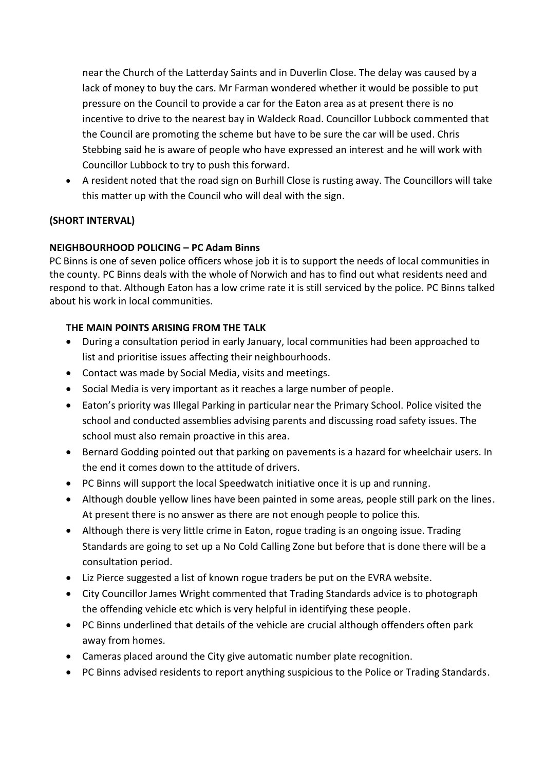near the Church of the Latterday Saints and in Duverlin Close. The delay was caused by a lack of money to buy the cars. Mr Farman wondered whether it would be possible to put pressure on the Council to provide a car for the Eaton area as at present there is no incentive to drive to the nearest bay in Waldeck Road. Councillor Lubbock commented that the Council are promoting the scheme but have to be sure the car will be used. Chris Stebbing said he is aware of people who have expressed an interest and he will work with Councillor Lubbock to try to push this forward.

- A resident noted that the road sign on Burhill Close is rusting away. The Councillors will take this matter up with the Council who will deal with the sign.

**(SHORT INTERVAL)**

**NEIGHBOURHOOD POLICING – PC Adam Binns**

PC Binns is one of seven police officers whose job it is to support the needs of local communities in the county. PC Binns deals with the whole of Norwich and has to find out what residents need and respond to that. Although Eaton has a low crime rate it is still serviced by the police. PC Binns talked about his work in local communities.

**THE MAIN POINTS ARISING FROM THE TALK**

- During a consultation period in early January, local communities had been approached to list and prioritise issues affecting their neighbourhoods.
- Contact was made by Social Media, visits and meetings.
- Social Media is very important as it reaches a large number of people.
- Eaton's priority was Illegal Parking in particular near the Primary School. Police visited the school and conducted assemblies advising parents and discussing road safety issues. The school must also remain proactive in this area.
- Bernard Godding pointed out that parking on pavements is a hazard for wheelchair users. In the end it comes down to the attitude of drivers.
- PC Binns will support the local Speedwatch initiative once it is up and running.
- Although double yellow lines have been painted in some areas, people still park on the lines. At present there is no answer as there are not enough people to police this.
- Although there is very little crime in Eaton, rogue trading is an ongoing issue. Trading Standards are going to set up a No Cold Calling Zone but before that is done there will be a consultation period.
- Liz Pierce suggested a list of known rogue traders be put on the EVRA website.
- City Councillor James Wright commented that Trading Standards advice is to photograph the offending vehicle etc which is very helpful in identifying these people.
- PC Binns underlined that details of the vehicle are crucial although offenders often park away from homes.
- Cameras placed around the City give automatic number plate recognition.
- PC Binns advised residents to report anything suspicious to the Police or Trading Standards.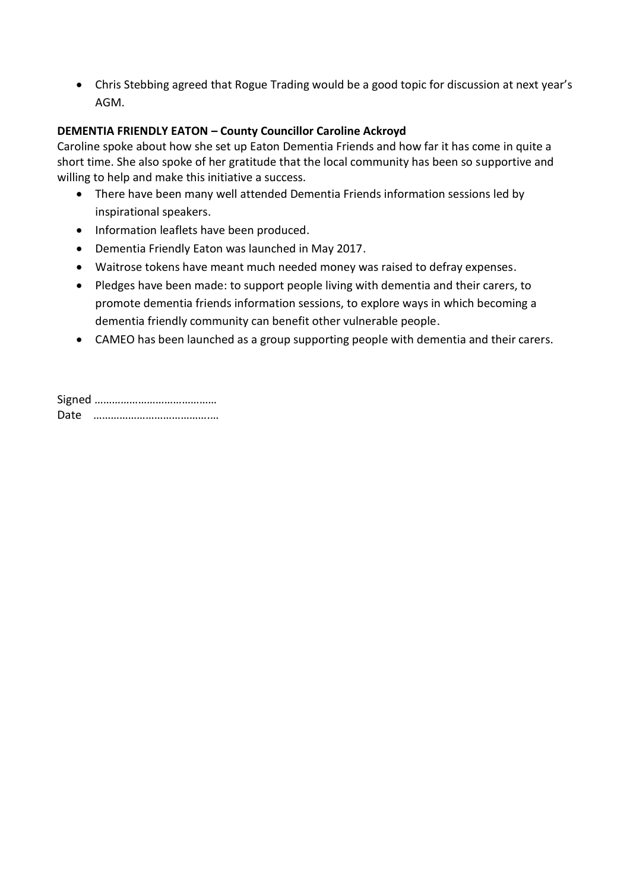- Chris Stebbing agreed that Rogue Trading would be a good topic for discussion at next year's AGM.

**DEMENTIA FRIENDLY EATON – County Councillor Caroline Ackroyd**

Caroline spoke about how she set up Eaton Dementia Friends and how far it has come in quite a short time. She also spoke of her gratitude that the local community has been so supportive and willing to help and make this initiative a success.

- There have been many well attended Dementia Friends information sessions led by inspirational speakers.
- Information leaflets have been produced.
- Dementia Friendly Eaton was launched in May 2017.
- Waitrose tokens have meant much needed money was raised to defray expenses.
- Pledges have been made: to support people living with dementia and their carers, to promote dementia friends information sessions, to explore ways in which becoming a dementia friendly community can benefit other vulnerable people.
- CAMEO has been launched as a group supporting people with dementia and their carers.

Signed …………………………………… 
Date ………………………………….…